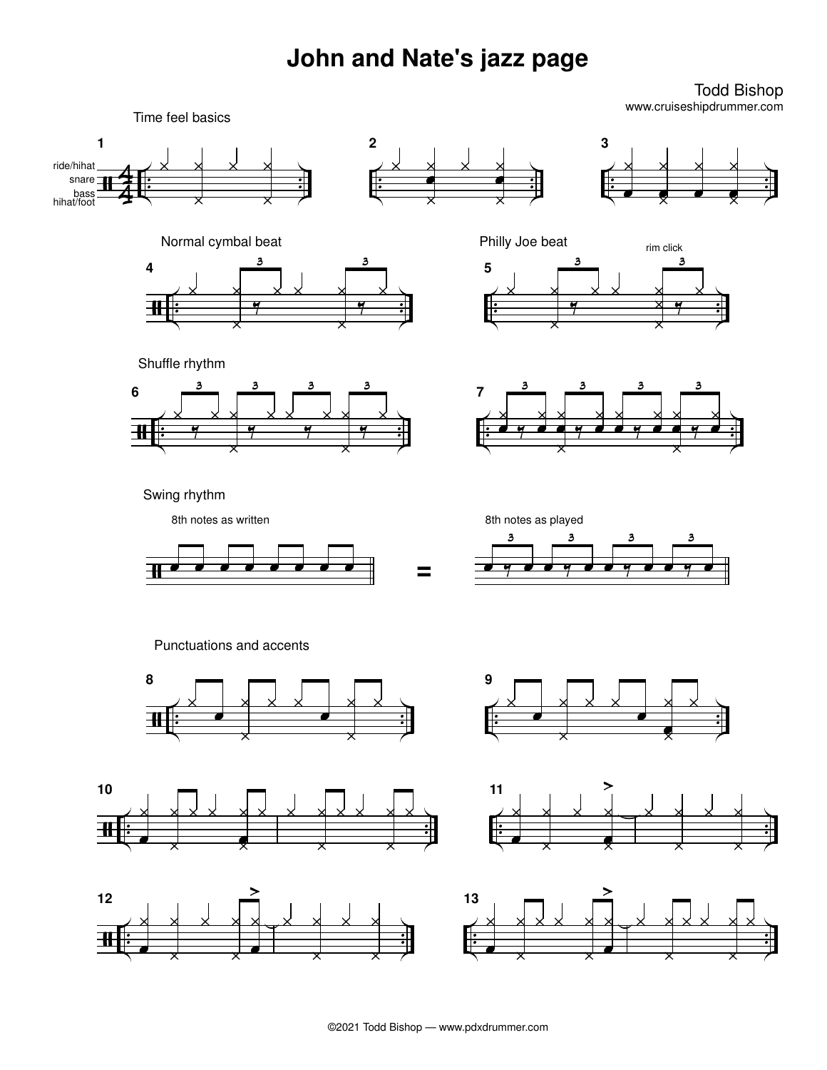# John and Nate's jazz page

Todd Bishop
www.cruiseshipdrummer.com

## Time feel basics

1

ride/hihat
snare
bass
hihat/foot

2

3

## Normal cymbal beat

4

## Philly Joe beat

5

rim click

## Shuffle rhythm

6

7

## Swing rhythm

8th notes as written

=

8th notes as played

## Punctuations and accents

8

9

10

11

12

13

©2021 Todd Bishop — www.pdxdrummer.com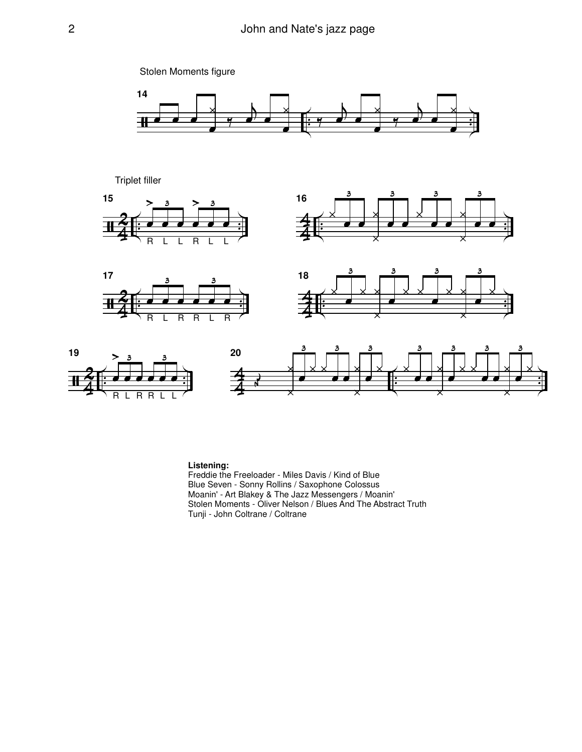Stolen Moments figure

14

Triplet filler

15

R L L R L L

16

17

R L R R L R

18

19

R L R R L L

20

**Listening:**
Freddie the Freeloader - Miles Davis / Kind of Blue
Blue Seven - Sonny Rollins / Saxophone Colossus
Moanin' - Art Blakey & The Jazz Messengers / Moanin'
Stolen Moments - Oliver Nelson / Blues And The Abstract Truth
Tunji - John Coltrane / Coltrane